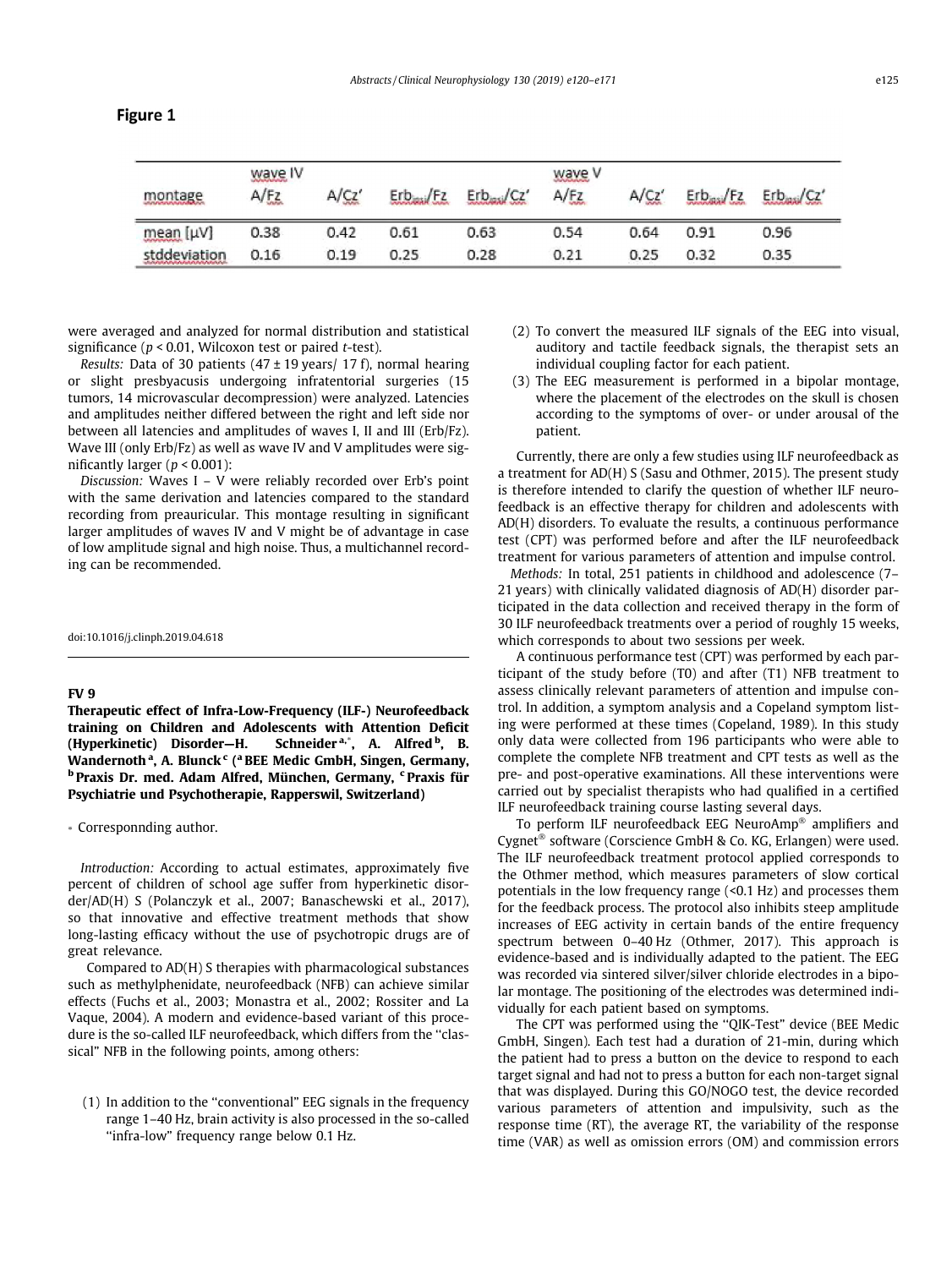**Figure 1**

| montage | wave IV A/Fz | A/Cz' | $Erb_{ipsi}$/Fz | $Erb_{ipsi}$/Cz' | wave V A/Fz | A/Cz' | $Erb_{ipsi}$/Fz | $Erb_{ipsi}$/Cz' |
|---|---|---|---|---|---|---|---|---|
| mean [µV] | 0.38 | 0.42 | 0.61 | 0.63 | 0.54 | 0.64 | 0.91 | 0.96 |
| stddeviation | 0.16 | 0.19 | 0.25 | 0.28 | 0.21 | 0.25 | 0.32 | 0.35 |

were averaged and analyzed for normal distribution and statistical significance ($p < 0.01$, Wilcoxon test or paired $t$-test).

*Results:* Data of 30 patients (47 ± 19 years/ 17 f), normal hearing or slight presbyacusis undergoing infratentorial surgeries (15 tumors, 14 microvascular decompression) were analyzed. Latencies and amplitudes neither differed between the right and left side nor between all latencies and amplitudes of waves I, II and III (Erb/Fz). Wave III (only Erb/Fz) as well as wave IV and V amplitudes were significantly larger ($p < 0.001$):

*Discussion:* Waves I – V were reliably recorded over Erb's point with the same derivation and latencies compared to the standard recording from preauricular. This montage resulting in significant larger amplitudes of waves IV and V might be of advantage in case of low amplitude signal and high noise. Thus, a multichannel recording can be recommended.

doi:10.1016/j.clinph.2019.04.618

## FV 9

**Therapeutic effect of Infra-Low-Frequency (ILF-) Neurofeedback training on Children and Adolescents with Attention Deficit (Hyperkinetic) Disorder—H. Schneider[a,*], A. Alfred[b], B. Wandernoth[a], A. Blunck[c] ([a] BEE Medic GmbH, Singen, Germany, [b] Praxis Dr. med. Adam Alfred, München, Germany, [c] Praxis für Psychiatrie und Psychotherapie, Rapperswil, Switzerland)**

* Corresponnding author.

*Introduction:* According to actual estimates, approximately five percent of children of school age suffer from hyperkinetic disorder/AD(H) S (Polanczyk et al., 2007; Banaschewski et al., 2017), so that innovative and effective treatment methods that show long-lasting efficacy without the use of psychotropic drugs are of great relevance.

Compared to AD(H) S therapies with pharmacological substances such as methylphenidate, neurofeedback (NFB) can achieve similar effects (Fuchs et al., 2003; Monastra et al., 2002; Rossiter and La Vaque, 2004). A modern and evidence-based variant of this procedure is the so-called ILF neurofeedback, which differs from the "classical" NFB in the following points, among others:

(1) In addition to the "conventional" EEG signals in the frequency range 1–40 Hz, brain activity is also processed in the so-called "infra-low" frequency range below 0.1 Hz.
(2) To convert the measured ILF signals of the EEG into visual, auditory and tactile feedback signals, the therapist sets an individual coupling factor for each patient.
(3) The EEG measurement is performed in a bipolar montage, where the placement of the electrodes on the skull is chosen according to the symptoms of over- or under arousal of the patient.

Currently, there are only a few studies using ILF neurofeedback as a treatment for AD(H) S (Sasu and Othmer, 2015). The present study is therefore intended to clarify the question of whether ILF neurofeedback is an effective therapy for children and adolescents with AD(H) disorders. To evaluate the results, a continuous performance test (CPT) was performed before and after the ILF neurofeedback treatment for various parameters of attention and impulse control.

*Methods:* In total, 251 patients in childhood and adolescence (7–21 years) with clinically validated diagnosis of AD(H) disorder participated in the data collection and received therapy in the form of 30 ILF neurofeedback treatments over a period of roughly 15 weeks, which corresponds to about two sessions per week.

A continuous performance test (CPT) was performed by each participant of the study before (T0) and after (T1) NFB treatment to assess clinically relevant parameters of attention and impulse control. In addition, a symptom analysis and a Copeland symptom listing were performed at these times (Copeland, 1989). In this study only data were collected from 196 participants who were able to complete the complete NFB treatment and CPT tests as well as the pre- and post-operative examinations. All these interventions were carried out by specialist therapists who had qualified in a certified ILF neurofeedback training course lasting several days.

To perform ILF neurofeedback EEG NeuroAmp® amplifiers and Cygnet® software (Corscience GmbH & Co. KG, Erlangen) were used. The ILF neurofeedback treatment protocol applied corresponds to the Othmer method, which measures parameters of slow cortical potentials in the low frequency range (<0.1 Hz) and processes them for the feedback process. The protocol also inhibits steep amplitude increases of EEG activity in certain bands of the entire frequency spectrum between 0–40 Hz (Othmer, 2017). This approach is evidence-based and is individually adapted to the patient. The EEG was recorded via sintered silver/silver chloride electrodes in a bipolar montage. The positioning of the electrodes was determined individually for each patient based on symptoms.

The CPT was performed using the "QIK-Test" device (BEE Medic GmbH, Singen). Each test had a duration of 21-min, during which the patient had to press a button on the device to respond to each target signal and had not to press a button for each non-target signal that was displayed. During this GO/NOGO test, the device recorded various parameters of attention and impulsivity, such as the response time (RT), the average RT, the variability of the response time (VAR) as well as omission errors (OM) and commission errors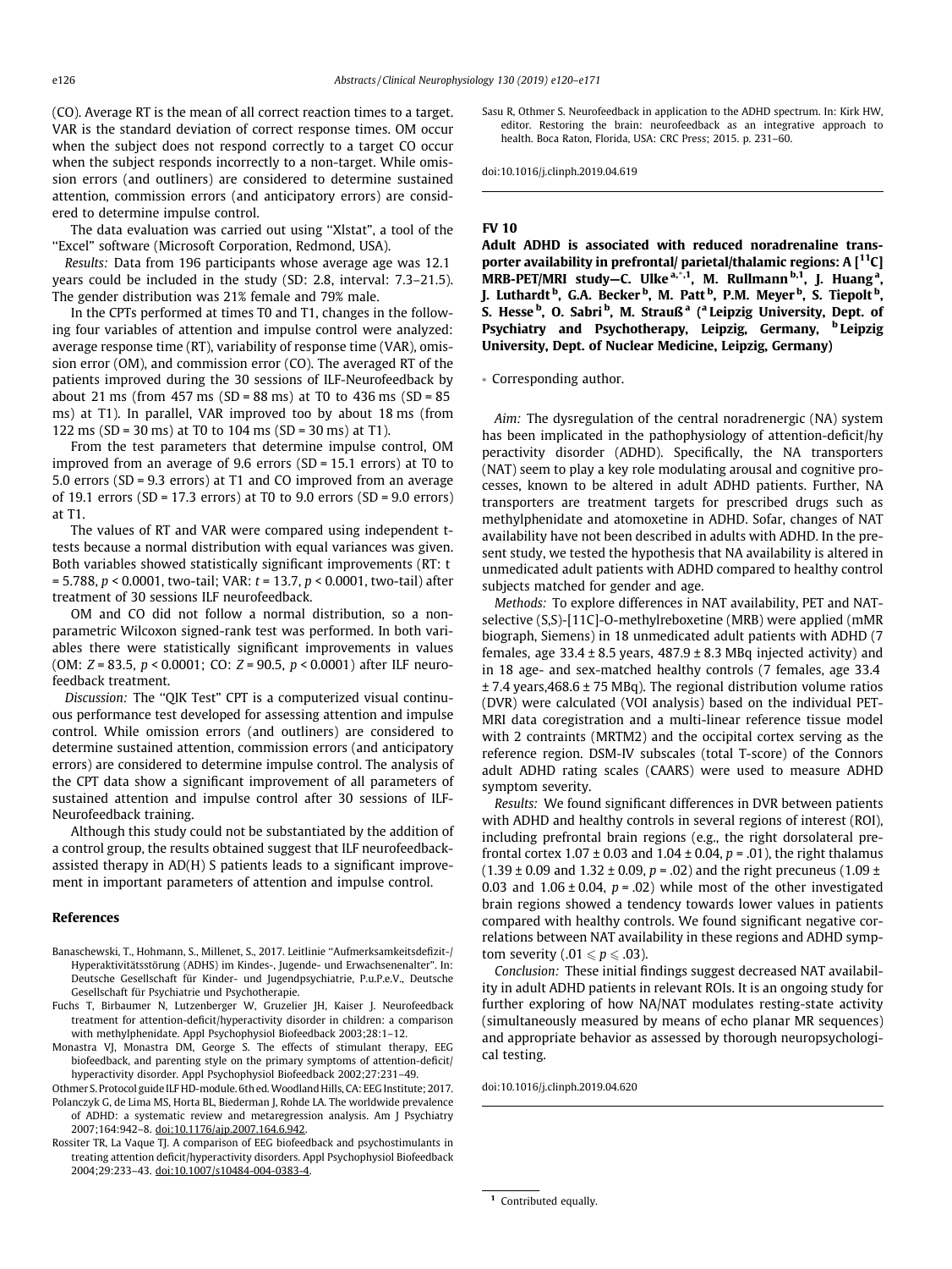(CO). Average RT is the mean of all correct reaction times to a target. VAR is the standard deviation of correct response times. OM occur when the subject does not respond correctly to a target CO occur when the subject responds incorrectly to a non-target. While omission errors (and outliners) are considered to determine sustained attention, commission errors (and anticipatory errors) are considered to determine impulse control.

The data evaluation was carried out using "Xlstat", a tool of the "Excel" software (Microsoft Corporation, Redmond, USA).

*Results:* Data from 196 participants whose average age was 12.1 years could be included in the study (SD: 2.8, interval: 7.3–21.5). The gender distribution was 21% female and 79% male.

In the CPTs performed at times T0 and T1, changes in the following four variables of attention and impulse control were analyzed: average response time (RT), variability of response time (VAR), omission error (OM), and commission error (CO). The averaged RT of the patients improved during the 30 sessions of ILF-Neurofeedback by about 21 ms (from 457 ms (SD = 88 ms) at T0 to 436 ms (SD = 85 ms) at T1). In parallel, VAR improved too by about 18 ms (from 122 ms (SD = 30 ms) at T0 to 104 ms (SD = 30 ms) at T1).

From the test parameters that determine impulse control, OM improved from an average of 9.6 errors (SD = 15.1 errors) at T0 to 5.0 errors (SD = 9.3 errors) at T1 and CO improved from an average of 19.1 errors (SD = 17.3 errors) at T0 to 9.0 errors (SD = 9.0 errors) at T1.

The values of RT and VAR were compared using independent t-tests because a normal distribution with equal variances was given. Both variables showed statistically significant improvements (RT: t = 5.788, $p < 0.0001$, two-tail; VAR: $t = 13.7$, $p < 0.0001$, two-tail) after treatment of 30 sessions ILF neurofeedback.

OM and CO did not follow a normal distribution, so a non-parametric Wilcoxon signed-rank test was performed. In both variables there were statistically significant improvements in values (OM: $Z = 83.5$, $p < 0.0001$; CO: $Z = 90.5$, $p < 0.0001$) after ILF neurofeedback treatment.

*Discussion:* The "QIK Test" CPT is a computerized visual continuous performance test developed for assessing attention and impulse control. While omission errors (and outliners) are considered to determine sustained attention, commission errors (and anticipatory errors) are considered to determine impulse control. The analysis of the CPT data show a significant improvement of all parameters of sustained attention and impulse control after 30 sessions of ILF-Neurofeedback training.

Although this study could not be substantiated by the addition of a control group, the results obtained suggest that ILF neurofeedback-assisted therapy in AD(H) S patients leads to a significant improvement in important parameters of attention and impulse control.

## References

Banaschewski, T., Hohmann, S., Millenet, S., 2017. Leitlinie "Aufmerksamkeitsdefizit-/Hyperaktivitätsstörung (ADHS) im Kindes-, Jugende- und Erwachsenenalter". In: Deutsche Gesellschaft für Kinder- und Jugendpsychiatrie, P.u.P.e.V., Deutsche Gesellschaft für Psychiatrie und Psychotherapie.

Fuchs T, Birbaumer N, Lutzenberger W, Gruzelier JH, Kaiser J. Neurofeedback treatment for attention-deficit/hyperactivity disorder in children: a comparison with methylphenidate. Appl Psychophysiol Biofeedback 2003;28:1–12.

Monastra VJ, Monastra DM, George S. The effects of stimulant therapy, EEG biofeedback, and parenting style on the primary symptoms of attention-deficit/hyperactivity disorder. Appl Psychophysiol Biofeedback 2002;27:231–49.

Othmer S. Protocol guide ILF HD-module. 6th ed. Woodland Hills, CA: EEG Institute; 2017.

Polanczyk G, de Lima MS, Horta BL, Biederman J, Rohde LA. The worldwide prevalence of ADHD: a systematic review and metaregression analysis. Am J Psychiatry 2007;164:942–8. doi:10.1176/ajp.2007.164.6.942.

Rossiter TR, La Vaque TJ. A comparison of EEG biofeedback and psychostimulants in treating attention deficit/hyperactivity disorders. Appl Psychophysiol Biofeedback 2004;29:233–43. doi:10.1007/s10484-004-0383-4.

Sasu R, Othmer S. Neurofeedback in application to the ADHD spectrum. In: Kirk HW, editor. Restoring the brain: neurofeedback as an integrative approach to health. Boca Raton, Florida, USA: CRC Press; 2015. p. 231–60.

doi:10.1016/j.clinph.2019.04.619

---

## FV 10

**Adult ADHD is associated with reduced noradrenaline transporter availability in prefrontal/ parietal/thalamic regions: A [$^{11}$C] MRB-PET/MRI study—C. Ulke [a,*,1], M. Rullmann [b,1], J. Huang [a], J. Luthardt [b], G.A. Becker [b], M. Patt [b], P.M. Meyer [b], S. Tiepolt [b], S. Hesse [b], O. Sabri [b], M. Strauß [a] ([a] Leipzig University, Dept. of Psychiatry and Psychotherapy, Leipzig, Germany, [b] Leipzig University, Dept. of Nuclear Medicine, Leipzig, Germany)**

* Corresponding author.

*Aim:* The dysregulation of the central noradrenergic (NA) system has been implicated in the pathophysiology of attention-deficit/hyperactivity disorder (ADHD). Specifically, the NA transporters (NAT) seem to play a key role modulating arousal and cognitive processes, known to be altered in adult ADHD patients. Further, NA transporters are treatment targets for prescribed drugs such as methylphenidate and atomoxetine in ADHD. Sofar, changes of NAT availability have not been described in adults with ADHD. In the present study, we tested the hypothesis that NA availability is altered in unmedicated adult patients with ADHD compared to healthy control subjects matched for gender and age.

*Methods:* To explore differences in NAT availability, PET and NAT-selective (S,S)-[11C]-O-methylreboxetine (MRB) were applied (mMR biograph, Siemens) in 18 unmedicated adult patients with ADHD (7 females, age 33.4 ± 8.5 years, 487.9 ± 8.3 MBq injected activity) and in 18 age- and sex-matched healthy controls (7 females, age 33.4 ± 7.4 years,468.6 ± 75 MBq). The regional distribution volume ratios (DVR) were calculated (VOI analysis) based on the individual PET-MRI data coregistration and a multi-linear reference tissue model with 2 contraints (MRTM2) and the occipital cortex serving as the reference region. DSM-IV subscales (total T-score) of the Connors adult ADHD rating scales (CAARS) were used to measure ADHD symptom severity.

*Results:* We found significant differences in DVR between patients with ADHD and healthy controls in several regions of interest (ROI), including prefrontal brain regions (e.g., the right dorsolateral prefrontal cortex 1.07 ± 0.03 and 1.04 ± 0.04, $p = .01$), the right thalamus (1.39 ± 0.09 and 1.32 ± 0.09, $p = .02$) and the right precuneus (1.09 ± 0.03 and 1.06 ± 0.04, $p = .02$) while most of the other investigated brain regions showed a tendency towards lower values in patients compared with healthy controls. We found significant negative correlations between NAT availability in these regions and ADHD symptom severity ($.01 \leqslant p \leqslant .03$).

*Conclusion:* These initial findings suggest decreased NAT availability in adult ADHD patients in relevant ROIs. It is an ongoing study for further exploring of how NA/NAT modulates resting-state activity (simultaneously measured by means of echo planar MR sequences) and appropriate behavior as assessed by thorough neuropsychological testing.

doi:10.1016/j.clinph.2019.04.620

[1] Contributed equally.